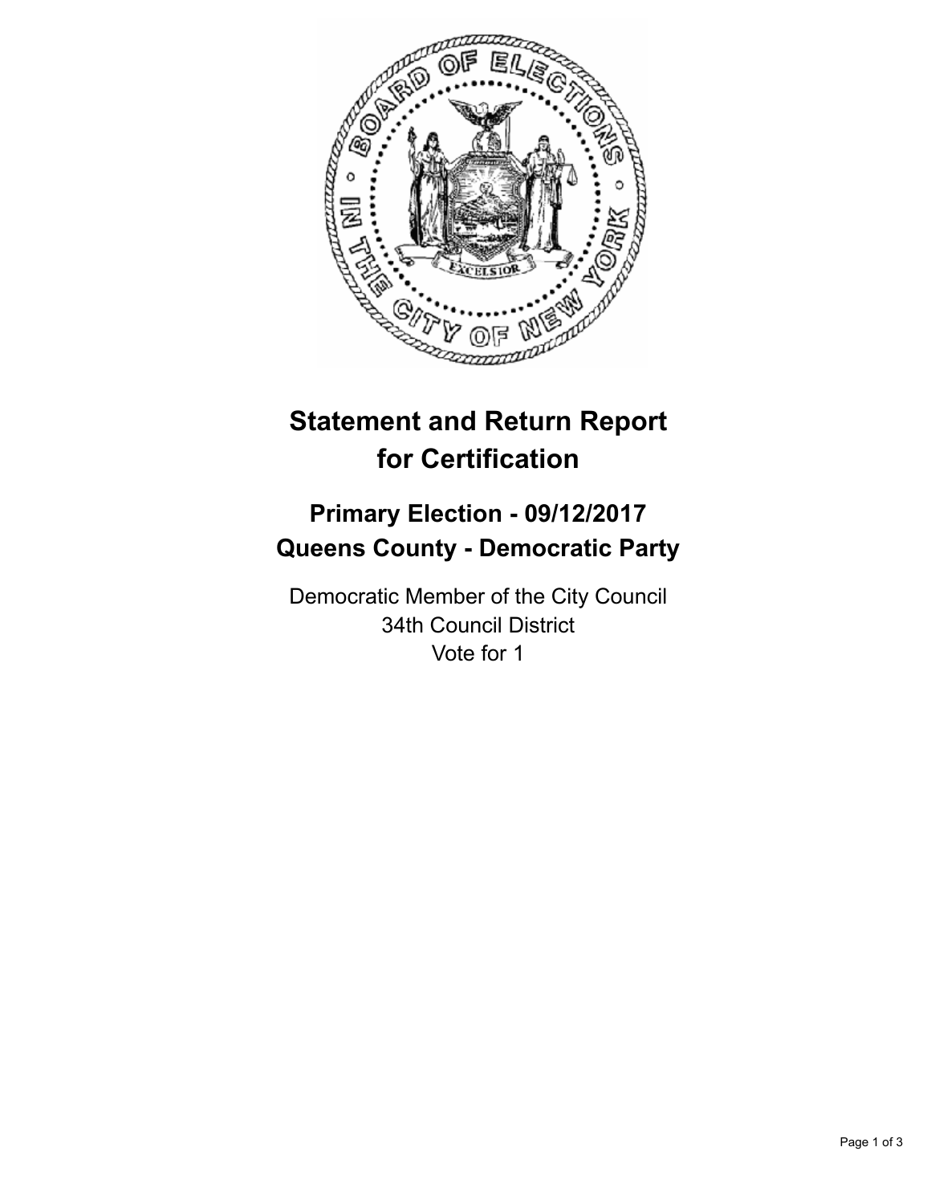# Statement and Return Report for Certification

## Primary Election - 09/12/2017
## Queens County - Democratic Party

Democratic Member of the City Council
34th Council District
Vote for 1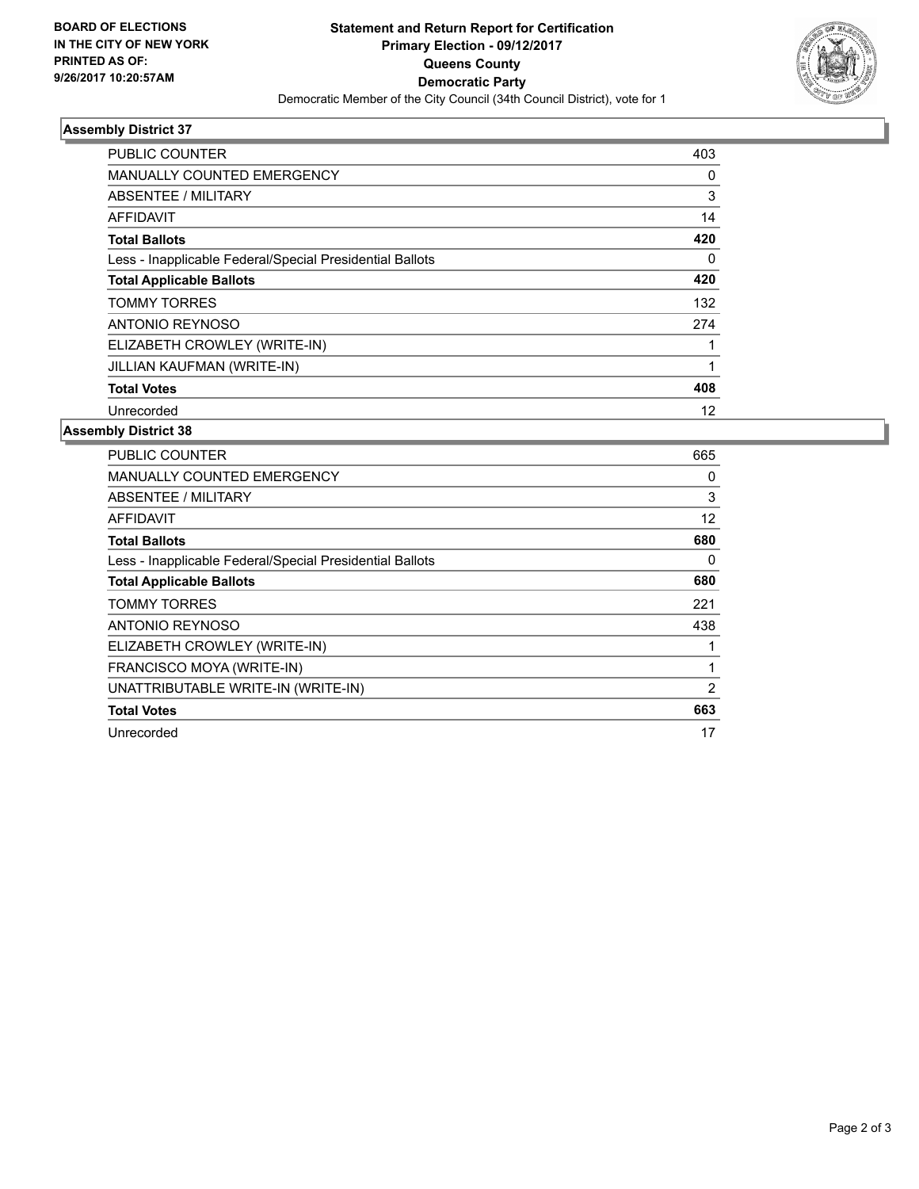**BOARD OF ELECTIONS IN THE CITY OF NEW YORK PRINTED AS OF: 9/26/2017 10:20:57AM**

# Statement and Return Report for Certification
## Primary Election - 09/12/2017
## Queens County
## Democratic Party

Democratic Member of the City Council (34th Council District), vote for 1

### Assembly District 37

| | |
|---|---|
| PUBLIC COUNTER | 403 |
| MANUALLY COUNTED EMERGENCY | 0 |
| ABSENTEE / MILITARY | 3 |
| AFFIDAVIT | 14 |
| **Total Ballots** | **420** |
| Less - Inapplicable Federal/Special Presidential Ballots | 0 |
| **Total Applicable Ballots** | **420** |
| TOMMY TORRES | 132 |
| ANTONIO REYNOSO | 274 |
| ELIZABETH CROWLEY (WRITE-IN) | 1 |
| JILLIAN KAUFMAN (WRITE-IN) | 1 |
| **Total Votes** | **408** |
| Unrecorded | 12 |

### Assembly District 38

| | |
|---|---|
| PUBLIC COUNTER | 665 |
| MANUALLY COUNTED EMERGENCY | 0 |
| ABSENTEE / MILITARY | 3 |
| AFFIDAVIT | 12 |
| **Total Ballots** | **680** |
| Less - Inapplicable Federal/Special Presidential Ballots | 0 |
| **Total Applicable Ballots** | **680** |
| TOMMY TORRES | 221 |
| ANTONIO REYNOSO | 438 |
| ELIZABETH CROWLEY (WRITE-IN) | 1 |
| FRANCISCO MOYA (WRITE-IN) | 1 |
| UNATTRIBUTABLE WRITE-IN (WRITE-IN) | 2 |
| **Total Votes** | **663** |
| Unrecorded | 17 |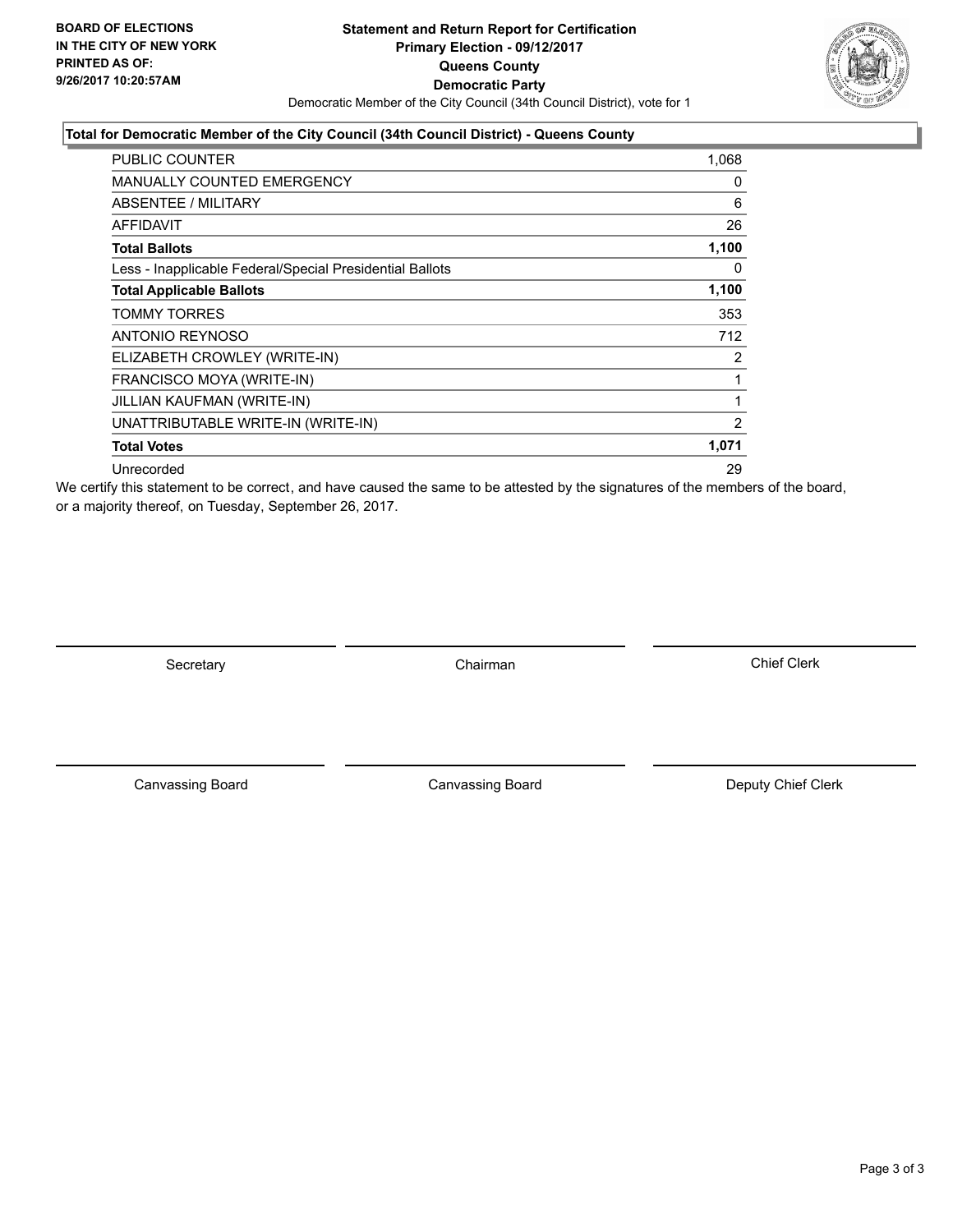**BOARD OF ELECTIONS IN THE CITY OF NEW YORK PRINTED AS OF: 9/26/2017 10:20:57AM**

# Statement and Return Report for Certification
## Primary Election - 09/12/2017
## Queens County
## Democratic Party

Democratic Member of the City Council (34th Council District), vote for 1

### Total for Democratic Member of the City Council (34th Council District) - Queens County

| | |
|---|---|
| PUBLIC COUNTER | 1,068 |
| MANUALLY COUNTED EMERGENCY | 0 |
| ABSENTEE / MILITARY | 6 |
| AFFIDAVIT | 26 |
| **Total Ballots** | **1,100** |
| Less - Inapplicable Federal/Special Presidential Ballots | 0 |
| **Total Applicable Ballots** | **1,100** |
| TOMMY TORRES | 353 |
| ANTONIO REYNOSO | 712 |
| ELIZABETH CROWLEY (WRITE-IN) | 2 |
| FRANCISCO MOYA (WRITE-IN) | 1 |
| JILLIAN KAUFMAN (WRITE-IN) | 1 |
| UNATTRIBUTABLE WRITE-IN (WRITE-IN) | 2 |
| **Total Votes** | **1,071** |
| Unrecorded | 29 |

We certify this statement to be correct, and have caused the same to be attested by the signatures of the members of the board, or a majority thereof, on Tuesday, September 26, 2017.

Secretary

Chairman

Chief Clerk

Canvassing Board

Canvassing Board

Deputy Chief Clerk